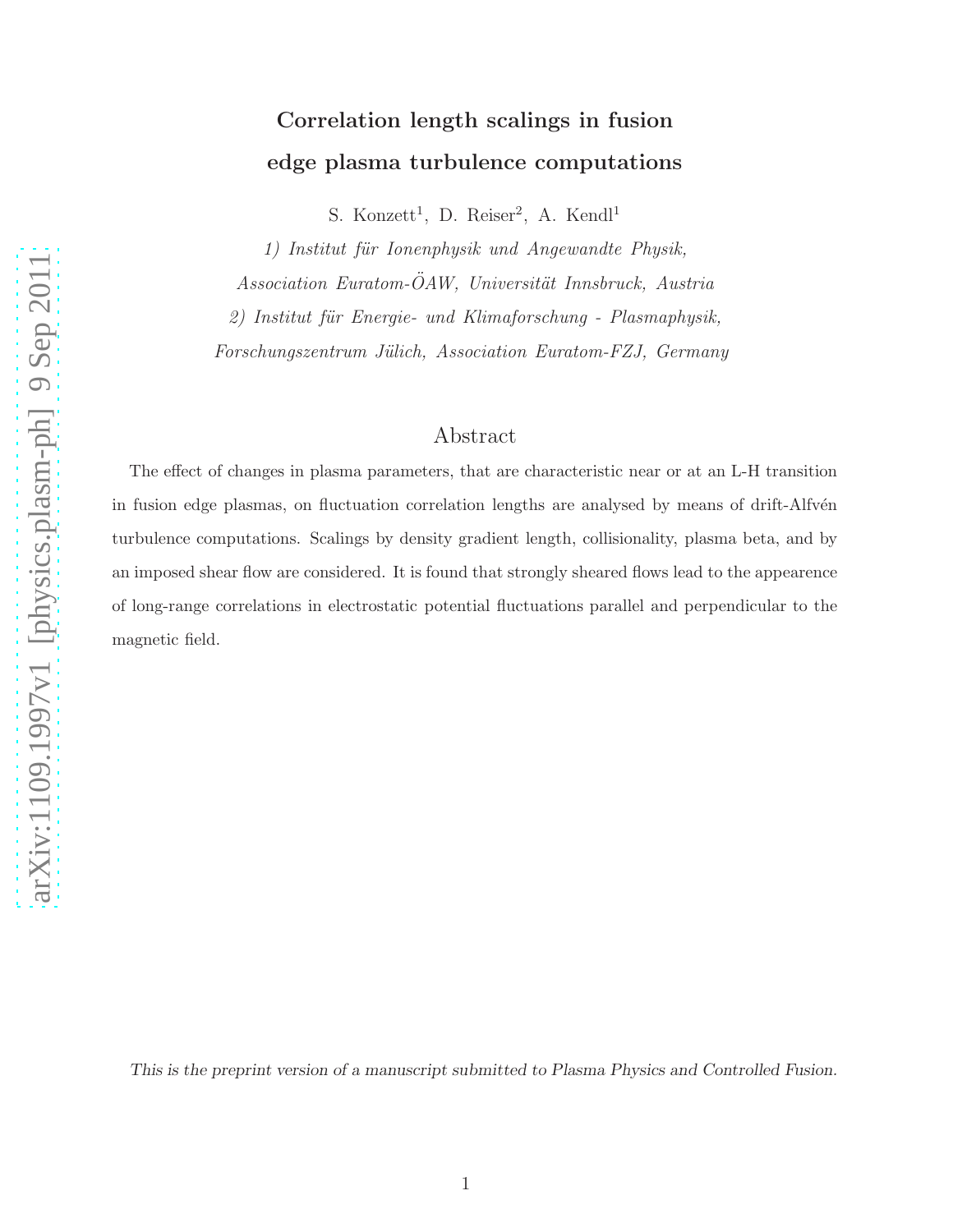# Correlation length scalings in fusion edge plasma turbulence computations

S. Konzett[1], D. Reiser[2], A. Kendl[1]

*1) Institut für Ionenphysik und Angewandte Physik, Association Euratom-ÖAW, Universität Innsbruck, Austria*

*2) Institut für Energie- und Klimaforschung - Plasmaphysik, Forschungszentrum Jülich, Association Euratom-FZJ, Germany*

## Abstract

The effect of changes in plasma parameters, that are characteristic near or at an L-H transition in fusion edge plasmas, on fluctuation correlation lengths are analysed by means of drift-Alfvén turbulence computations. Scalings by density gradient length, collisionality, plasma beta, and by an imposed shear flow are considered. It is found that strongly sheared flows lead to the appearence of long-range correlations in electrostatic potential fluctuations parallel and perpendicular to the magnetic field.

*This is the preprint version of a manuscript submitted to Plasma Physics and Controlled Fusion.*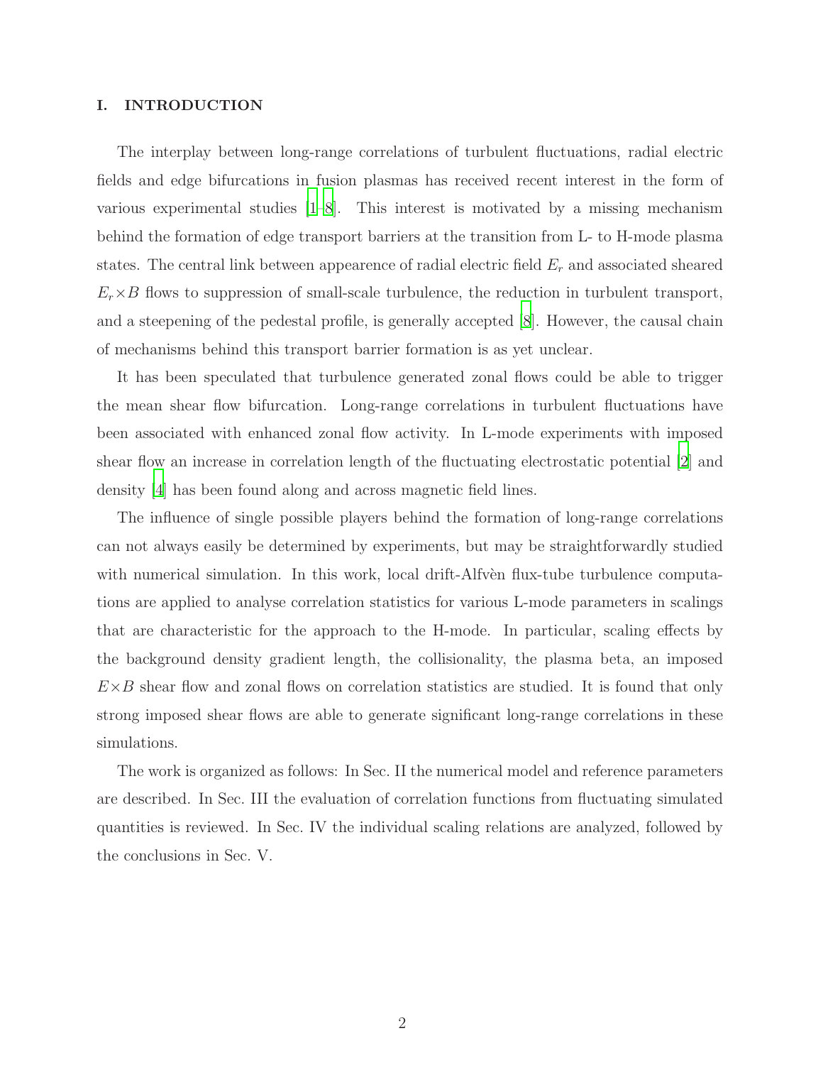# I. INTRODUCTION

The interplay between long-range correlations of turbulent fluctuations, radial electric fields and edge bifurcations in fusion plasmas has received recent interest in the form of various experimental studies [1–8]. This interest is motivated by a missing mechanism behind the formation of edge transport barriers at the transition from L- to H-mode plasma states. The central link between appearence of radial electric field $E_r$ and associated sheared $E_r{\times}B$ flows to suppression of small-scale turbulence, the reduction in turbulent transport, and a steepening of the pedestal profile, is generally accepted [8]. However, the causal chain of mechanisms behind this transport barrier formation is as yet unclear.

It has been speculated that turbulence generated zonal flows could be able to trigger the mean shear flow bifurcation. Long-range correlations in turbulent fluctuations have been associated with enhanced zonal flow activity. In L-mode experiments with imposed shear flow an increase in correlation length of the fluctuating electrostatic potential [2] and density [4] has been found along and across magnetic field lines.

The influence of single possible players behind the formation of long-range correlations can not always easily be determined by experiments, but may be straightforwardly studied with numerical simulation. In this work, local drift-Alfvèn flux-tube turbulence computations are applied to analyse correlation statistics for various L-mode parameters in scalings that are characteristic for the approach to the H-mode. In particular, scaling effects by the background density gradient length, the collisionality, the plasma beta, an imposed $E{\times}B$ shear flow and zonal flows on correlation statistics are studied. It is found that only strong imposed shear flows are able to generate significant long-range correlations in these simulations.

The work is organized as follows: In Sec. II the numerical model and reference parameters are described. In Sec. III the evaluation of correlation functions from fluctuating simulated quantities is reviewed. In Sec. IV the individual scaling relations are analyzed, followed by the conclusions in Sec. V.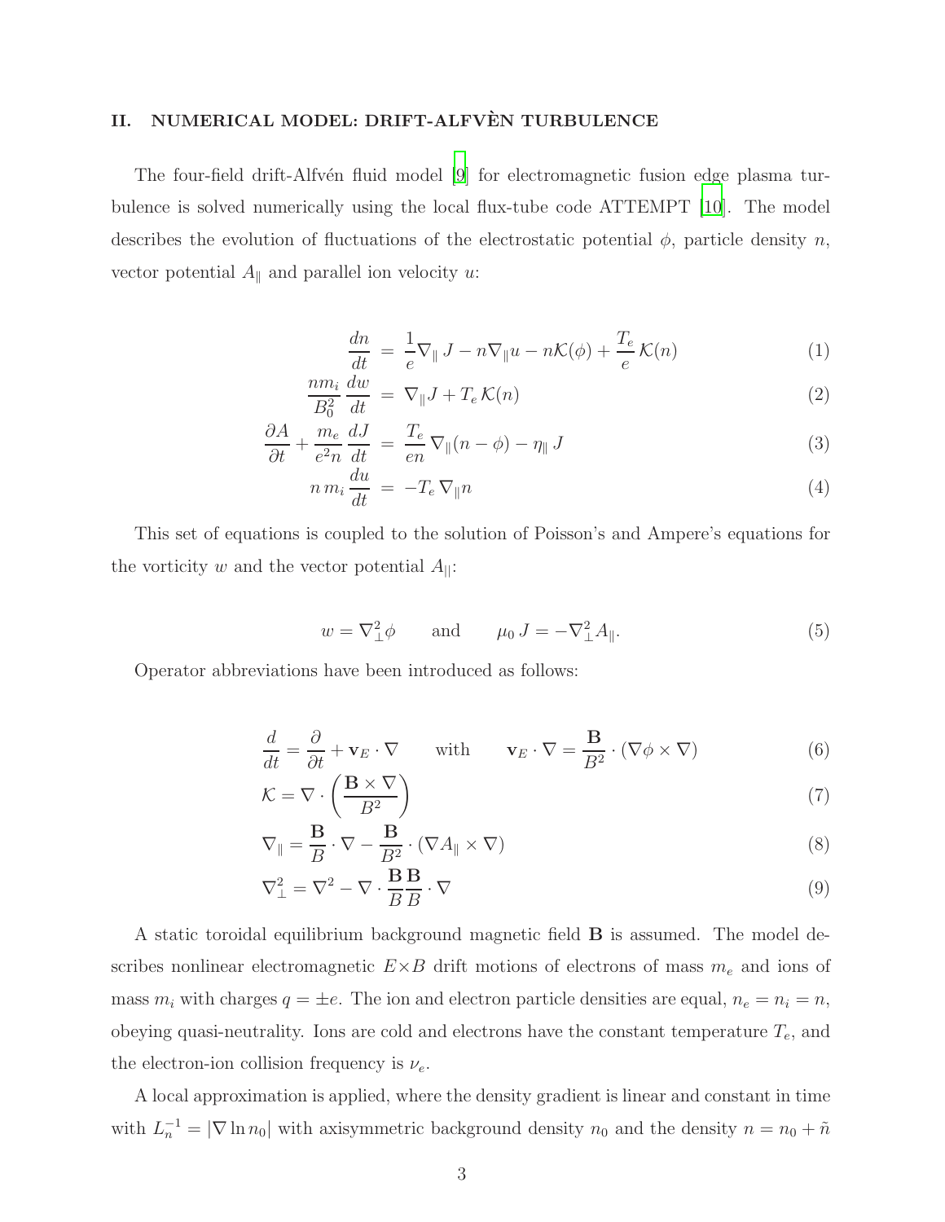## II. NUMERICAL MODEL: DRIFT-ALFVÈN TURBULENCE

The four-field drift-Alfvén fluid model [9] for electromagnetic fusion edge plasma turbulence is solved numerically using the local flux-tube code ATTEMPT [10]. The model describes the evolution of fluctuations of the electrostatic potential $\phi$, particle density $n$, vector potential $A_\parallel$ and parallel ion velocity $u$:

$$
\frac{dn}{dt} = \frac{1}{e}\nabla_\parallel J - n\nabla_\parallel u - n\mathcal{K}(\phi) + \frac{T_e}{e}\mathcal{K}(n) \tag{1}
$$

$$
\frac{nm_i}{B_0^2}\frac{dw}{dt} = \nabla_\parallel J + T_e\,\mathcal{K}(n) \tag{2}
$$

$$
\frac{\partial A}{\partial t} + \frac{m_e}{e^2 n}\frac{dJ}{dt} = \frac{T_e}{en}\nabla_\parallel(n-\phi) - \eta_\parallel J \tag{3}
$$

$$
n\,m_i\frac{du}{dt} = -T_e\nabla_\parallel n \tag{4}
$$

This set of equations is coupled to the solution of Poisson's and Ampere's equations for the vorticity $w$ and the vector potential $A_\parallel$:

$$
w = \nabla_\perp^2\phi \qquad \text{and} \qquad \mu_0 J = -\nabla_\perp^2 A_\parallel. \tag{5}
$$

Operator abbreviations have been introduced as follows:

$$
\frac{d}{dt} = \frac{\partial}{\partial t} + \mathbf{v}_E\cdot\nabla \qquad \text{with} \qquad \mathbf{v}_E\cdot\nabla = \frac{\mathbf{B}}{B^2}\cdot(\nabla\phi\times\nabla) \tag{6}
$$

$$
\mathcal{K} = \nabla\cdot\left(\frac{\mathbf{B}\times\nabla}{B^2}\right) \tag{7}
$$

$$
\nabla_\parallel = \frac{\mathbf{B}}{B}\cdot\nabla - \frac{\mathbf{B}}{B^2}\cdot(\nabla A_\parallel\times\nabla) \tag{8}
$$

$$
\nabla_\perp^2 = \nabla^2 - \nabla\cdot\frac{\mathbf{B}}{B}\frac{\mathbf{B}}{B}\cdot\nabla \tag{9}
$$

A static toroidal equilibrium background magnetic field $\mathbf{B}$ is assumed. The model describes nonlinear electromagnetic $E\times B$ drift motions of electrons of mass $m_e$ and ions of mass $m_i$ with charges $q = \pm e$. The ion and electron particle densities are equal, $n_e = n_i = n$, obeying quasi-neutrality. Ions are cold and electrons have the constant temperature $T_e$, and the electron-ion collision frequency is $\nu_e$.

A local approximation is applied, where the density gradient is linear and constant in time with $L_n^{-1} = |\nabla \ln n_0|$ with axisymmetric background density $n_0$ and the density $n = n_0 + \tilde{n}$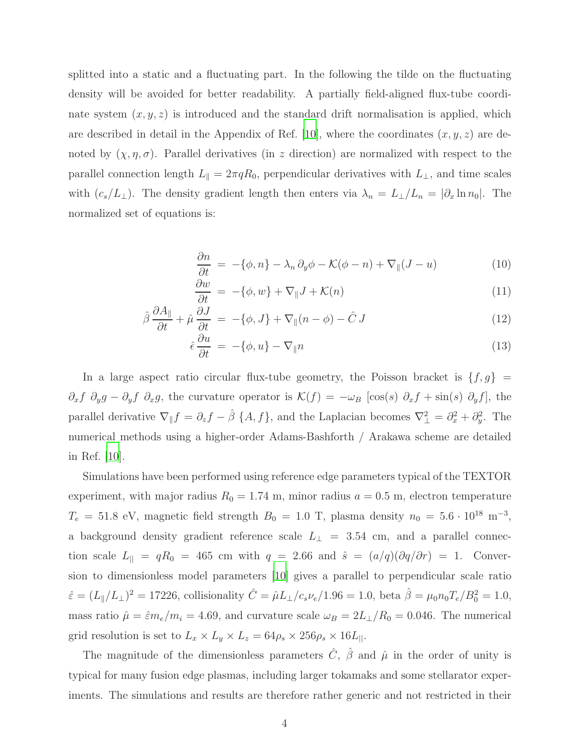splitted into a static and a fluctuating part. In the following the tilde on the fluctuating density will be avoided for better readability. A partially field-aligned flux-tube coordinate system $(x, y, z)$ is introduced and the standard drift normalisation is applied, which are described in detail in the Appendix of Ref. [10], where the coordinates $(x, y, z)$ are denoted by $(\chi, \eta, \sigma)$. Parallel derivatives (in $z$ direction) are normalized with respect to the parallel connection length $L_\parallel = 2\pi q R_0$, perpendicular derivatives with $L_\perp$, and time scales with $(c_s/L_\perp)$. The density gradient length then enters via $\lambda_n = L_\perp/L_n = |\partial_x \ln n_0|$. The normalized set of equations is:

$$\frac{\partial n}{\partial t} = -\{\phi, n\} - \lambda_n \, \partial_y \phi - \mathcal{K}(\phi - n) + \nabla_\parallel (J - u) \tag{10}$$

$$\frac{\partial w}{\partial t} = -\{\phi, w\} + \nabla_\parallel J + \mathcal{K}(n) \tag{11}$$

$$\hat{\beta} \, \frac{\partial A_\parallel}{\partial t} + \hat{\mu} \, \frac{\partial J}{\partial t} = -\{\phi, J\} + \nabla_\parallel (n - \phi) - \hat{C} \, J \tag{12}$$

$$\hat{\epsilon} \, \frac{\partial u}{\partial t} = -\{\phi, u\} - \nabla_\parallel n \tag{13}$$

In a large aspect ratio circular flux-tube geometry, the Poisson bracket is $\{f, g\} = \partial_x f \; \partial_y g - \partial_y f \; \partial_x g$, the curvature operator is $\mathcal{K}(f) = -\omega_B \; [\cos(s) \; \partial_x f + \sin(s) \; \partial_y f]$, the parallel derivative $\nabla_\parallel f = \partial_z f - \hat{\beta} \; \{A, f\}$, and the Laplacian becomes $\nabla_\perp^2 = \partial_x^2 + \partial_y^2$. The numerical methods using a higher-order Adams-Bashforth / Arakawa scheme are detailed in Ref. [10].

Simulations have been performed using reference edge parameters typical of the TEXTOR experiment, with major radius $R_0 = 1.74$ m, minor radius $a = 0.5$ m, electron temperature $T_e = 51.8$ eV, magnetic field strength $B_0 = 1.0$ T, plasma density $n_0 = 5.6 \cdot 10^{18}$ m$^{-3}$, a background density gradient reference scale $L_\perp = 3.54$ cm, and a parallel connection scale $L_{||} = qR_0 = 465$ cm with $q = 2.66$ and $\hat{s} = (a/q)(\partial q/\partial r) = 1$. Conversion to dimensionless model parameters [10] gives a parallel to perpendicular scale ratio $\hat{\varepsilon} = (L_\parallel/L_\perp)^2 = 17226$, collisionality $\hat{C} = \hat{\mu} L_\perp / c_s \nu_e / 1.96 = 1.0$, beta $\hat{\beta} = \mu_0 n_0 T_e / B_0^2 = 1.0$, mass ratio $\hat{\mu} = \hat{\varepsilon} m_e / m_i = 4.69$, and curvature scale $\omega_B = 2L_\perp/R_0 = 0.046$. The numerical grid resolution is set to $L_x \times L_y \times L_z = 64\rho_s \times 256\rho_s \times 16 L_{||}$.

The magnitude of the dimensionless parameters $\hat{C}$, $\hat{\beta}$ and $\hat{\mu}$ in the order of unity is typical for many fusion edge plasmas, including larger tokamaks and some stellarator experiments. The simulations and results are therefore rather generic and not restricted in their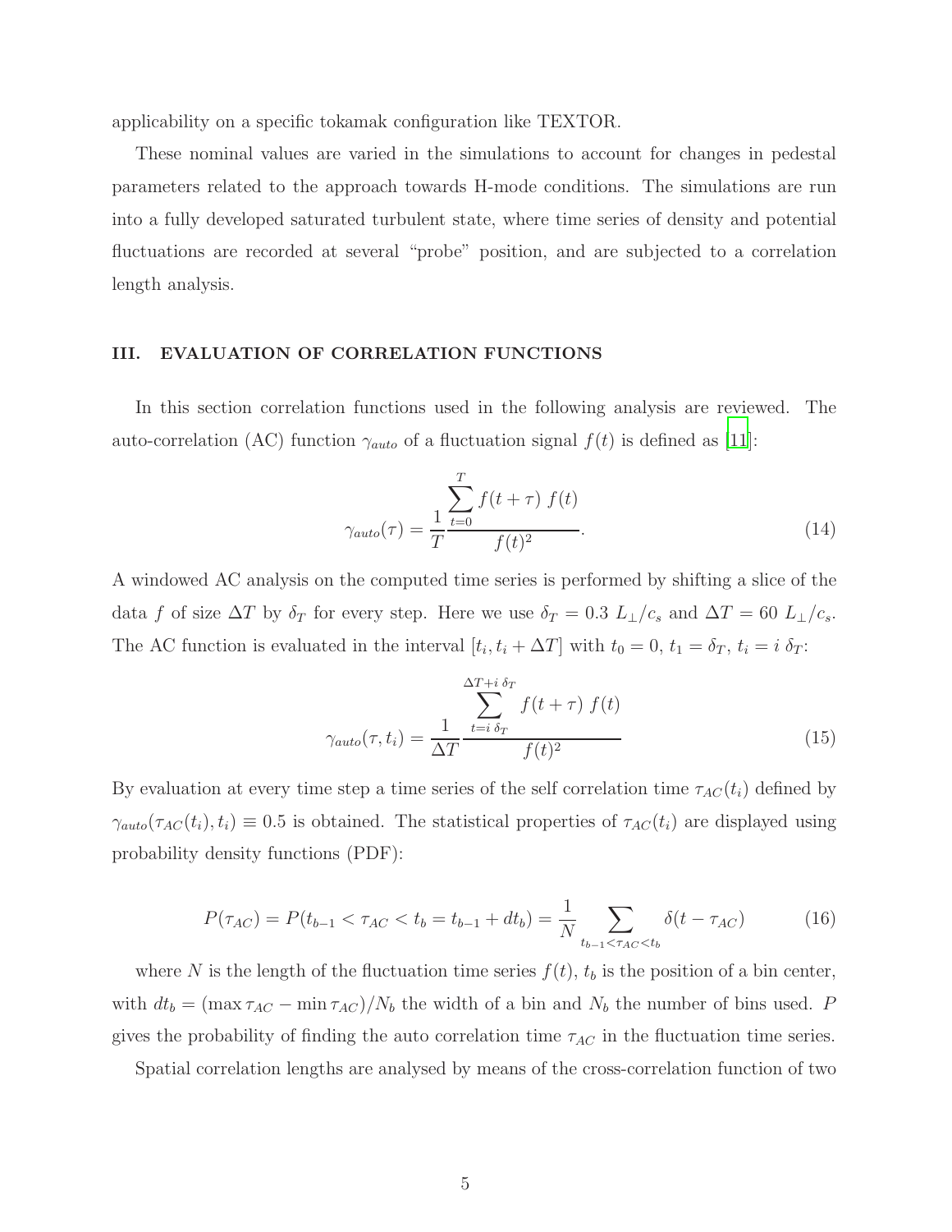applicability on a specific tokamak configuration like TEXTOR.

These nominal values are varied in the simulations to account for changes in pedestal parameters related to the approach towards H-mode conditions. The simulations are run into a fully developed saturated turbulent state, where time series of density and potential fluctuations are recorded at several "probe" position, and are subjected to a correlation length analysis.

## III. EVALUATION OF CORRELATION FUNCTIONS

In this section correlation functions used in the following analysis are reviewed. The auto-correlation (AC) function $\gamma_{auto}$ of a fluctuation signal $f(t)$ is defined as [11]:

$$\gamma_{auto}(\tau) = \frac{1}{T} \frac{\sum_{t=0}^{T} f(t+\tau)\ f(t)}{f(t)^2}. \tag{14}$$

A windowed AC analysis on the computed time series is performed by shifting a slice of the data $f$ of size $\Delta T$ by $\delta_T$ for every step. Here we use $\delta_T = 0.3\ L_\perp/c_s$ and $\Delta T = 60\ L_\perp/c_s$. The AC function is evaluated in the interval $[t_i, t_i + \Delta T]$ with $t_0 = 0$, $t_1 = \delta_T$, $t_i = i\ \delta_T$:

$$\gamma_{auto}(\tau, t_i) = \frac{1}{\Delta T} \frac{\sum_{t=i\ \delta_T}^{\Delta T + i\ \delta_T} f(t+\tau)\ f(t)}{f(t)^2} \tag{15}$$

By evaluation at every time step a time series of the self correlation time $\tau_{AC}(t_i)$ defined by $\gamma_{auto}(\tau_{AC}(t_i), t_i) \equiv 0.5$ is obtained. The statistical properties of $\tau_{AC}(t_i)$ are displayed using probability density functions (PDF):

$$P(\tau_{AC}) = P(t_{b-1} < \tau_{AC} < t_b = t_{b-1} + dt_b) = \frac{1}{N} \sum_{t_{b-1} < \tau_{AC} < t_b} \delta(t - \tau_{AC}) \tag{16}$$

where $N$ is the length of the fluctuation time series $f(t)$, $t_b$ is the position of a bin center, with $dt_b = (\max \tau_{AC} - \min \tau_{AC})/N_b$ the width of a bin and $N_b$ the number of bins used. $P$ gives the probability of finding the auto correlation time $\tau_{AC}$ in the fluctuation time series.

Spatial correlation lengths are analysed by means of the cross-correlation function of two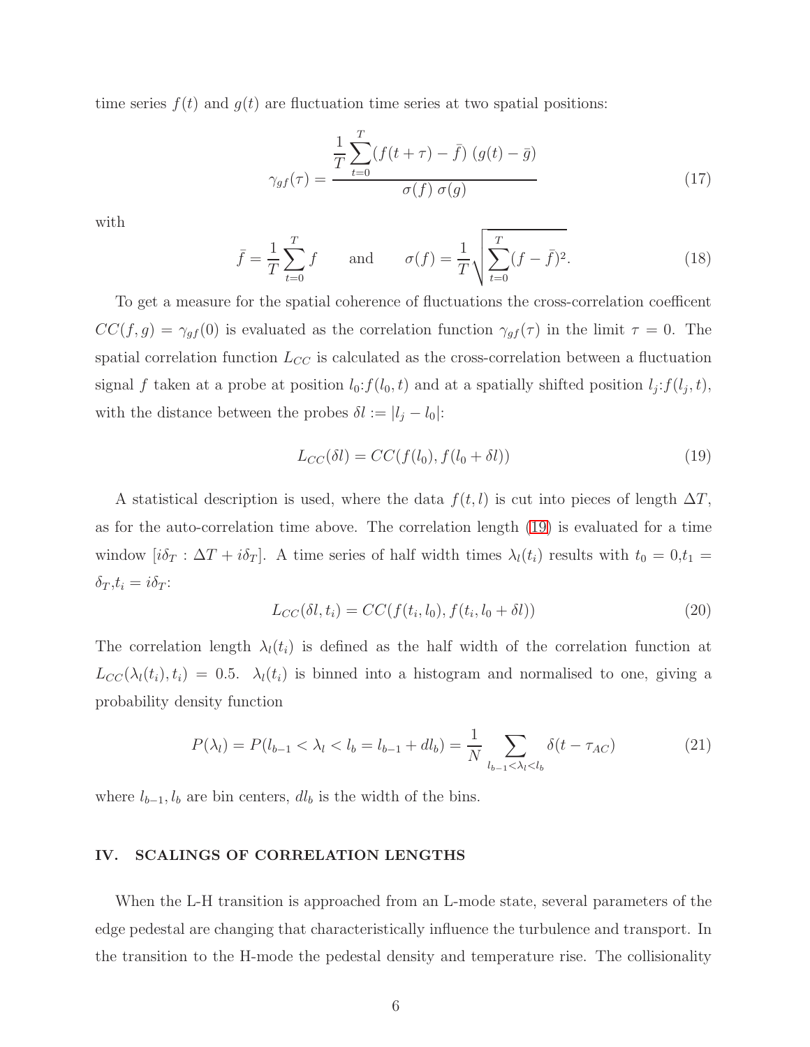time series $f(t)$ and $g(t)$ are fluctuation time series at two spatial positions:

$$\gamma_{gf}(\tau) = \frac{\frac{1}{T}\sum_{t=0}^{T}(f(t+\tau) - \bar{f})\,(g(t) - \bar{g})}{\sigma(f)\,\sigma(g)} \tag{17}$$

with

$$\bar{f} = \frac{1}{T}\sum_{t=0}^{T} f \qquad \text{and} \qquad \sigma(f) = \frac{1}{T}\sqrt{\sum_{t=0}^{T}(f-\bar{f})^2}. \tag{18}$$

To get a measure for the spatial coherence of fluctuations the cross-correlation coefficent $CC(f,g) = \gamma_{gf}(0)$ is evaluated as the correlation function $\gamma_{gf}(\tau)$ in the limit $\tau = 0$. The spatial correlation function $L_{CC}$ is calculated as the cross-correlation between a fluctuation signal $f$ taken at a probe at position $l_0$:$f(l_0,t)$ and at a spatially shifted position $l_j$:$f(l_j,t)$, with the distance between the probes $\delta l := |l_j - l_0|$:

$$L_{CC}(\delta l) = CC(f(l_0), f(l_0 + \delta l)) \tag{19}$$

A statistical description is used, where the data $f(t,l)$ is cut into pieces of length $\Delta T$, as for the auto-correlation time above. The correlation length (19) is evaluated for a time window $[i\delta_T : \Delta T + i\delta_T]$. A time series of half width times $\lambda_l(t_i)$ results with $t_0 = 0$,$t_1 = \delta_T$,$t_i = i\delta_T$:

$$L_{CC}(\delta l, t_i) = CC(f(t_i, l_0), f(t_i, l_0 + \delta l)) \tag{20}$$

The correlation length $\lambda_l(t_i)$ is defined as the half width of the correlation function at $L_{CC}(\lambda_l(t_i), t_i) = 0.5$. $\lambda_l(t_i)$ is binned into a histogram and normalised to one, giving a probability density function

$$P(\lambda_l) = P(l_{b-1} < \lambda_l < l_b = l_{b-1} + dl_b) = \frac{1}{N}\sum_{l_{b-1}<\lambda_l<l_b} \delta(t - \tau_{AC}) \tag{21}$$

where $l_{b-1}, l_b$ are bin centers, $dl_b$ is the width of the bins.

## IV. SCALINGS OF CORRELATION LENGTHS

When the L-H transition is approached from an L-mode state, several parameters of the edge pedestal are changing that characteristically influence the turbulence and transport. In the transition to the H-mode the pedestal density and temperature rise. The collisionality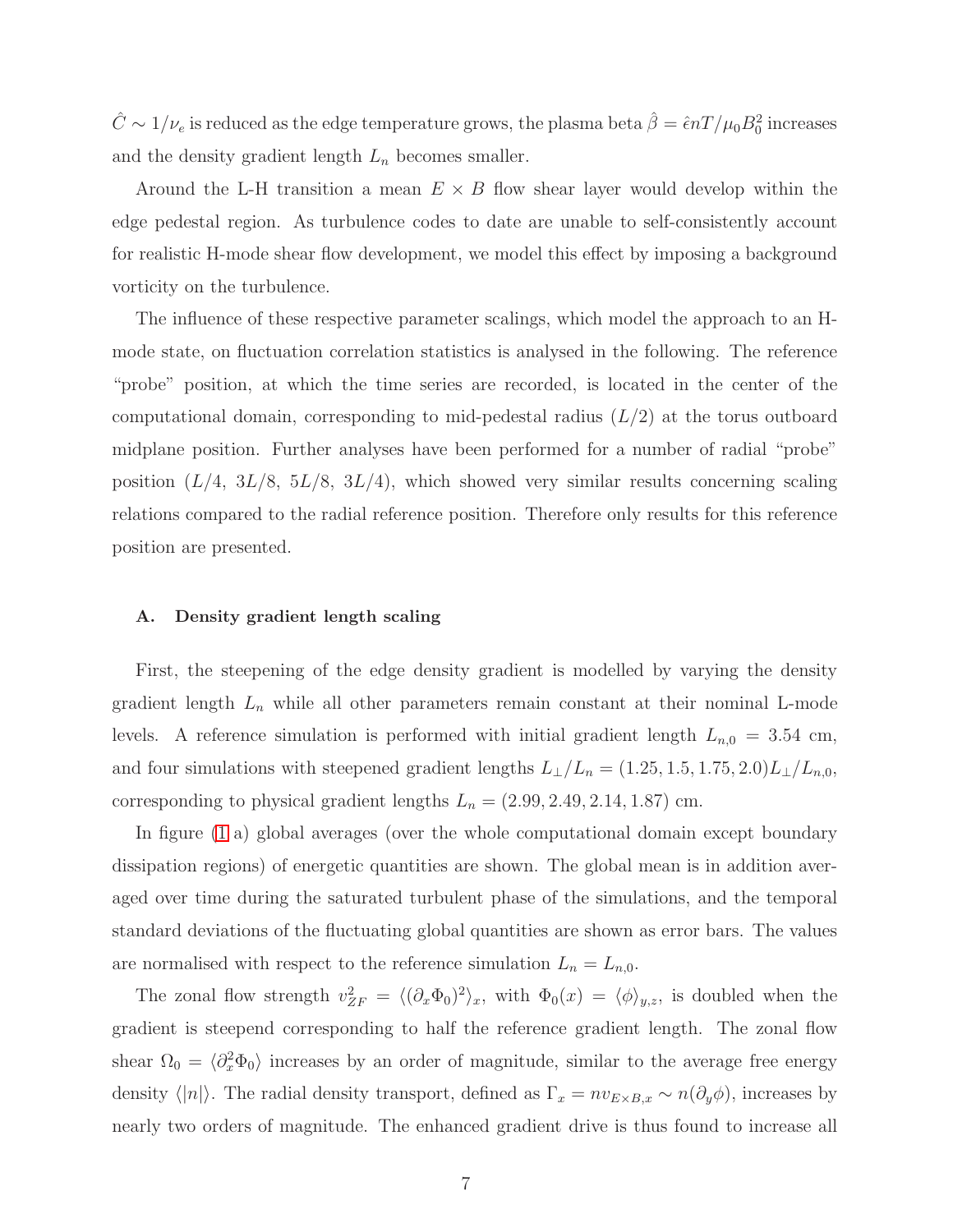$\hat{C} \sim 1/\nu_e$ is reduced as the edge temperature grows, the plasma beta $\hat{\beta} = \hat{\epsilon} nT/\mu_0 B_0^2$ increases and the density gradient length $L_n$ becomes smaller.

Around the L-H transition a mean $E \times B$ flow shear layer would develop within the edge pedestal region. As turbulence codes to date are unable to self-consistently account for realistic H-mode shear flow development, we model this effect by imposing a background vorticity on the turbulence.

The influence of these respective parameter scalings, which model the approach to an H-mode state, on fluctuation correlation statistics is analysed in the following. The reference "probe" position, at which the time series are recorded, is located in the center of the computational domain, corresponding to mid-pedestal radius ($L/2$) at the torus outboard midplane position. Further analyses have been performed for a number of radial "probe" position ($L/4$, $3L/8$, $5L/8$, $3L/4$), which showed very similar results concerning scaling relations compared to the radial reference position. Therefore only results for this reference position are presented.

### A. Density gradient length scaling

First, the steepening of the edge density gradient is modelled by varying the density gradient length $L_n$ while all other parameters remain constant at their nominal L-mode levels. A reference simulation is performed with initial gradient length $L_{n,0} = 3.54$ cm, and four simulations with steepened gradient lengths $L_\perp/L_n = (1.25, 1.5, 1.75, 2.0) L_\perp/L_{n,0}$, corresponding to physical gradient lengths $L_n = (2.99, 2.49, 2.14, 1.87)$ cm.

In figure (1 a) global averages (over the whole computational domain except boundary dissipation regions) of energetic quantities are shown. The global mean is in addition averaged over time during the saturated turbulent phase of the simulations, and the temporal standard deviations of the fluctuating global quantities are shown as error bars. The values are normalised with respect to the reference simulation $L_n = L_{n,0}$.

The zonal flow strength $v_{ZF}^2 = \langle (\partial_x \Phi_0)^2 \rangle_x$, with $\Phi_0(x) = \langle \phi \rangle_{y,z}$, is doubled when the gradient is steepend corresponding to half the reference gradient length. The zonal flow shear $\Omega_0 = \langle \partial_x^2 \Phi_0 \rangle$ increases by an order of magnitude, similar to the average free energy density $\langle |n| \rangle$. The radial density transport, defined as $\Gamma_x = n v_{E\times B,x} \sim n(\partial_y \phi)$, increases by nearly two orders of magnitude. The enhanced gradient drive is thus found to increase all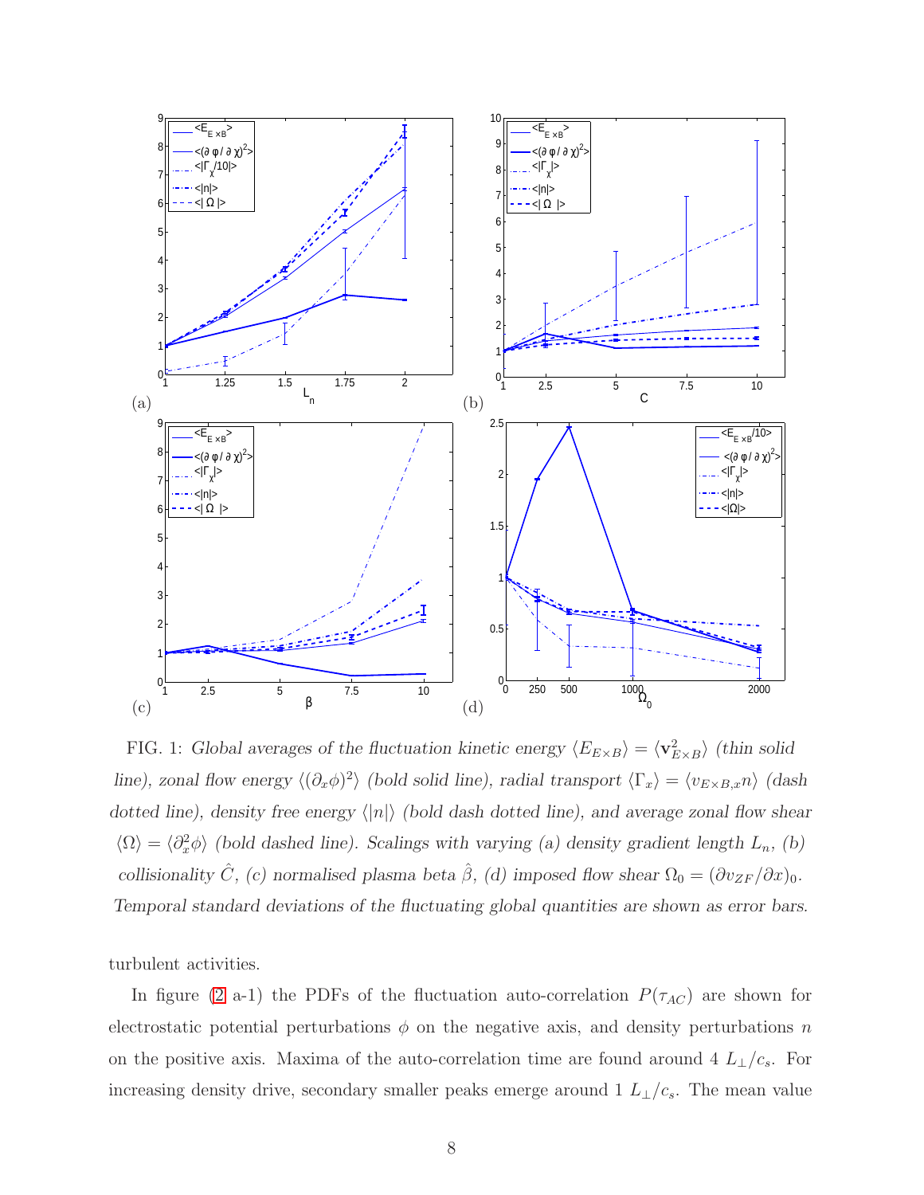FIG. 1: *Global averages of the fluctuation kinetic energy* $\langle E_{E\times B}\rangle = \langle \mathbf{v}_{E\times B}^2\rangle$ *(thin solid line), zonal flow energy* $\langle(\partial_x\phi)^2\rangle$ *(bold solid line), radial transport* $\langle\Gamma_x\rangle = \langle v_{E\times B,x} n\rangle$ *(dash dotted line), density free energy* $\langle|n|\rangle$ *(bold dash dotted line), and average zonal flow shear* $\langle\Omega\rangle = \langle\partial_x^2\phi\rangle$ *(bold dashed line). Scalings with varying (a) density gradient length* $L_n$*, (b) collisionality* $\hat{C}$*, (c) normalised plasma beta* $\hat{\beta}$*, (d) imposed flow shear* $\Omega_0 = (\partial v_{ZF}/\partial x)_0$*. Temporal standard deviations of the fluctuating global quantities are shown as error bars.*

turbulent activities.

In figure (2 a-1) the PDFs of the fluctuation auto-correlation $P(\tau_{AC})$ are shown for electrostatic potential perturbations $\phi$ on the negative axis, and density perturbations $n$ on the positive axis. Maxima of the auto-correlation time are found around 4 $L_\perp/c_s$. For increasing density drive, secondary smaller peaks emerge around 1 $L_\perp/c_s$. The mean value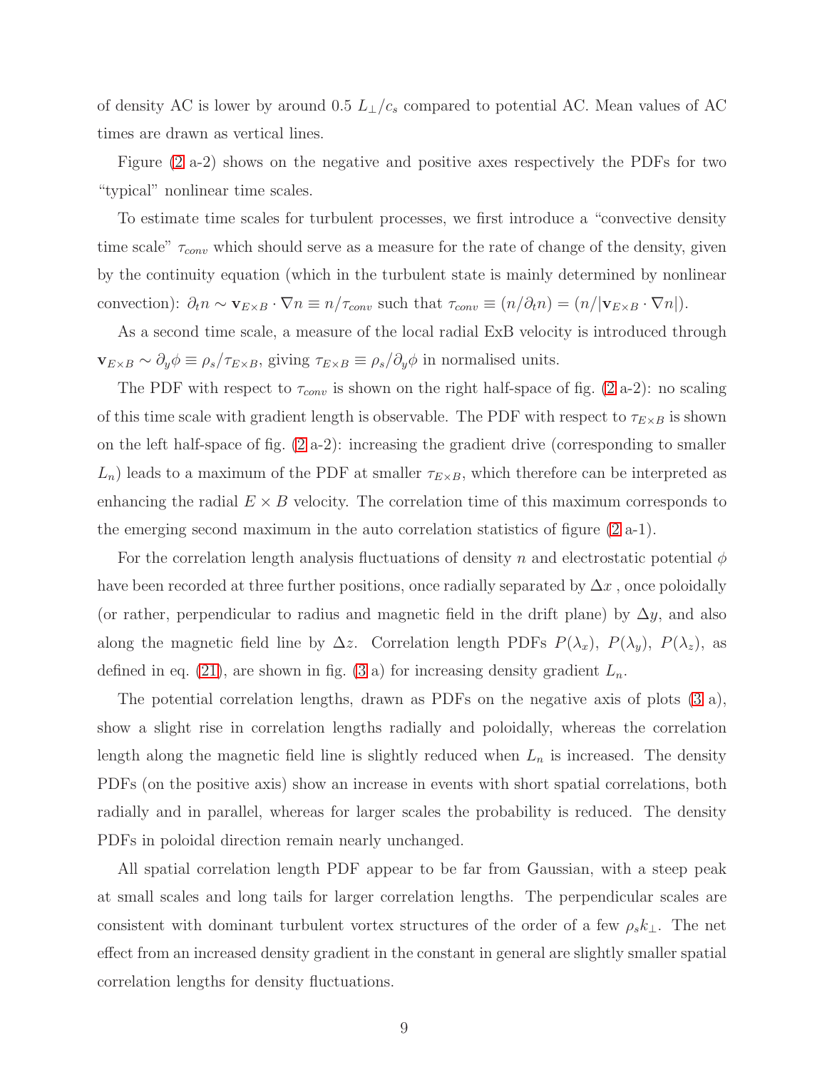of density AC is lower by around 0.5 $L_\perp/c_s$ compared to potential AC. Mean values of AC times are drawn as vertical lines.

Figure (2 a-2) shows on the negative and positive axes respectively the PDFs for two "typical" nonlinear time scales.

To estimate time scales for turbulent processes, we first introduce a "convective density time scale" $\tau_{conv}$ which should serve as a measure for the rate of change of the density, given by the continuity equation (which in the turbulent state is mainly determined by nonlinear convection): $\partial_t n \sim \mathbf{v}_{E\times B} \cdot \nabla n \equiv n/\tau_{conv}$ such that $\tau_{conv} \equiv (n/\partial_t n) = (n/|\mathbf{v}_{E\times B} \cdot \nabla n|)$.

As a second time scale, a measure of the local radial ExB velocity is introduced through $\mathbf{v}_{E\times B} \sim \partial_y \phi \equiv \rho_s/\tau_{E\times B}$, giving $\tau_{E\times B} \equiv \rho_s/\partial_y \phi$ in normalised units.

The PDF with respect to $\tau_{conv}$ is shown on the right half-space of fig. (2 a-2): no scaling of this time scale with gradient length is observable. The PDF with respect to $\tau_{E\times B}$ is shown on the left half-space of fig. (2 a-2): increasing the gradient drive (corresponding to smaller $L_n$) leads to a maximum of the PDF at smaller $\tau_{E\times B}$, which therefore can be interpreted as enhancing the radial $E \times B$ velocity. The correlation time of this maximum corresponds to the emerging second maximum in the auto correlation statistics of figure (2 a-1).

For the correlation length analysis fluctuations of density $n$ and electrostatic potential $\phi$ have been recorded at three further positions, once radially separated by $\Delta x$ , once poloidally (or rather, perpendicular to radius and magnetic field in the drift plane) by $\Delta y$, and also along the magnetic field line by $\Delta z$. Correlation length PDFs $P(\lambda_x)$, $P(\lambda_y)$, $P(\lambda_z)$, as defined in eq. (21), are shown in fig. (3 a) for increasing density gradient $L_n$.

The potential correlation lengths, drawn as PDFs on the negative axis of plots (3 a), show a slight rise in correlation lengths radially and poloidally, whereas the correlation length along the magnetic field line is slightly reduced when $L_n$ is increased. The density PDFs (on the positive axis) show an increase in events with short spatial correlations, both radially and in parallel, whereas for larger scales the probability is reduced. The density PDFs in poloidal direction remain nearly unchanged.

All spatial correlation length PDF appear to be far from Gaussian, with a steep peak at small scales and long tails for larger correlation lengths. The perpendicular scales are consistent with dominant turbulent vortex structures of the order of a few $\rho_s k_\perp$. The net effect from an increased density gradient in the constant in general are slightly smaller spatial correlation lengths for density fluctuations.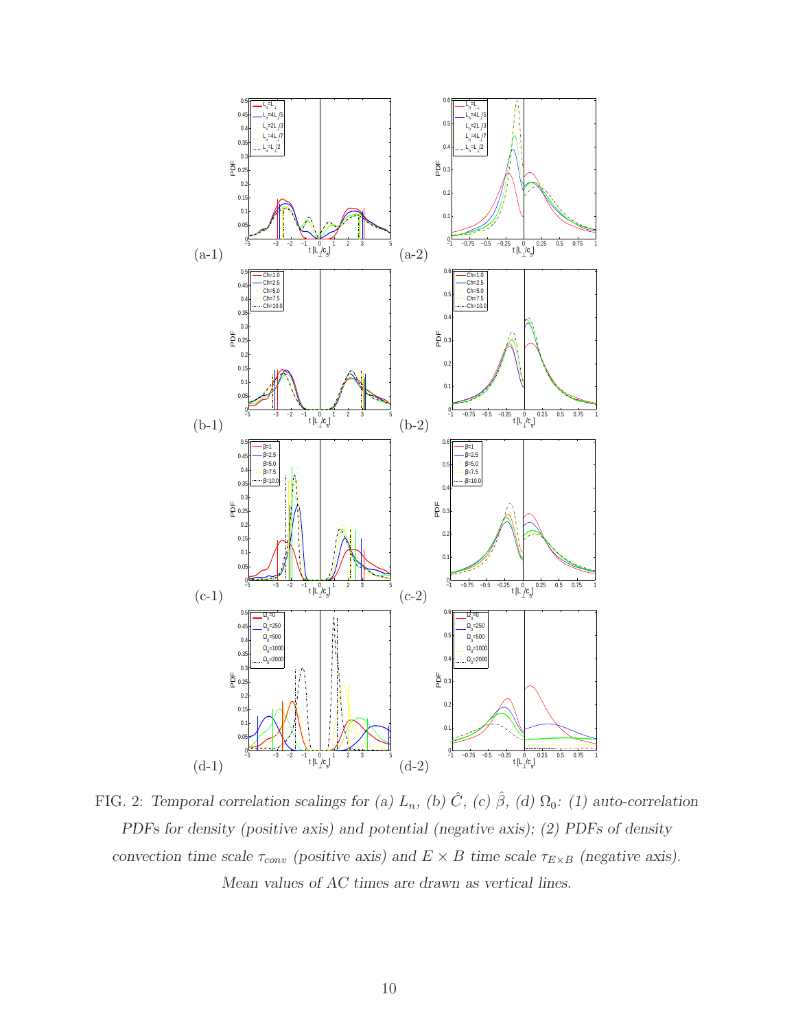FIG. 2: *Temporal correlation scalings for (a) $L_n$, (b) $\hat{C}$, (c) $\hat{\beta}$, (d) $\Omega_0$: (1) auto-correlation PDFs for density (positive axis) and potential (negative axis); (2) PDFs of density convection time scale $\tau_{conv}$ (positive axis) and $E \times B$ time scale $\tau_{E\times B}$ (negative axis). Mean values of AC times are drawn as vertical lines.*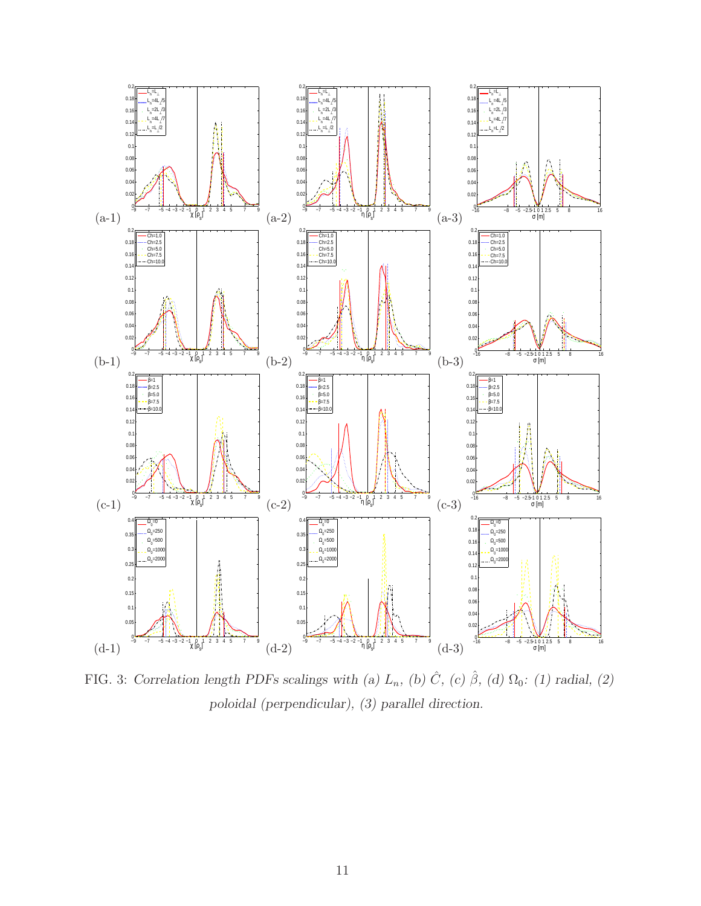FIG. 3: *Correlation length PDFs scalings with (a) $L_n$, (b) $\hat{C}$, (c) $\hat{\beta}$, (d) $\Omega_0$: (1) radial, (2) poloidal (perpendicular), (3) parallel direction.*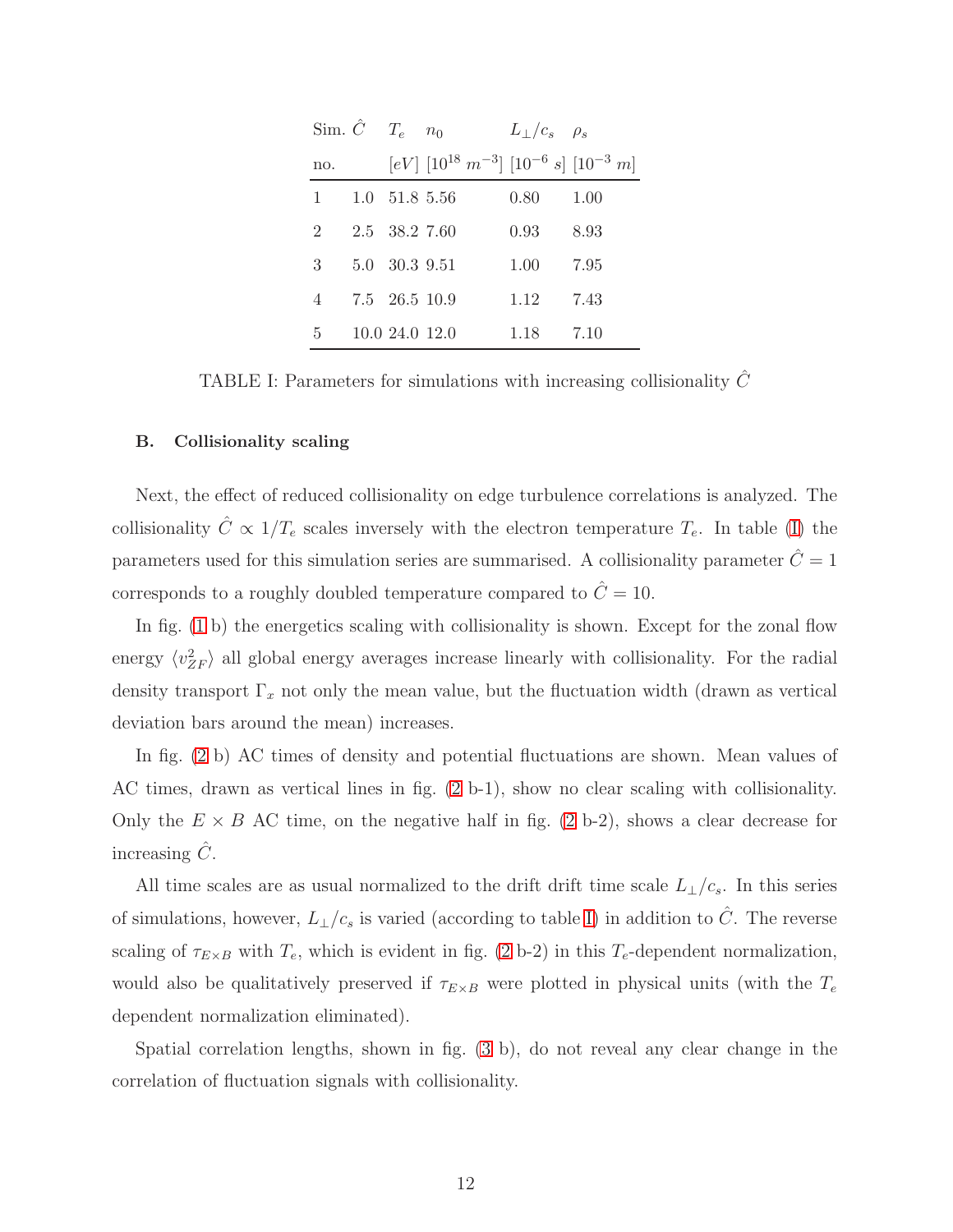| Sim. no. | $\hat{C}$ | $T_e$ $[eV]$ | $n_0$ $[10^{18}\ m^{-3}]$ | $L_\perp/c_s$ $[10^{-6}\ s]$ | $\rho_s$ $[10^{-3}\ m]$ |
|---|---|---|---|---|---|
| 1 | 1.0 | 51.8 | 5.56 | 0.80 | 1.00 |
| 2 | 2.5 | 38.2 | 7.60 | 0.93 | 8.93 |
| 3 | 5.0 | 30.3 | 9.51 | 1.00 | 7.95 |
| 4 | 7.5 | 26.5 | 10.9 | 1.12 | 7.43 |
| 5 | 10.0 | 24.0 | 12.0 | 1.18 | 7.10 |

TABLE I: Parameters for simulations with increasing collisionality $\hat{C}$

### B. Collisionality scaling

Next, the effect of reduced collisionality on edge turbulence correlations is analyzed. The collisionality $\hat{C} \propto 1/T_e$ scales inversely with the electron temperature $T_e$. In table (I) the parameters used for this simulation series are summarised. A collisionality parameter $\hat{C} = 1$ corresponds to a roughly doubled temperature compared to $\hat{C} = 10$.

In fig. (1 b) the energetics scaling with collisionality is shown. Except for the zonal flow energy $\langle v_{ZF}^2 \rangle$ all global energy averages increase linearly with collisionality. For the radial density transport $\Gamma_x$ not only the mean value, but the fluctuation width (drawn as vertical deviation bars around the mean) increases.

In fig. (2 b) AC times of density and potential fluctuations are shown. Mean values of AC times, drawn as vertical lines in fig. (2 b-1), show no clear scaling with collisionality. Only the $E \times B$ AC time, on the negative half in fig. (2 b-2), shows a clear decrease for increasing $\hat{C}$.

All time scales are as usual normalized to the drift drift time scale $L_\perp/c_s$. In this series of simulations, however, $L_\perp/c_s$ is varied (according to table I) in addition to $\hat{C}$. The reverse scaling of $\tau_{E\times B}$ with $T_e$, which is evident in fig. (2 b-2) in this $T_e$-dependent normalization, would also be qualitatively preserved if $\tau_{E\times B}$ were plotted in physical units (with the $T_e$ dependent normalization eliminated).

Spatial correlation lengths, shown in fig. (3 b), do not reveal any clear change in the correlation of fluctuation signals with collisionality.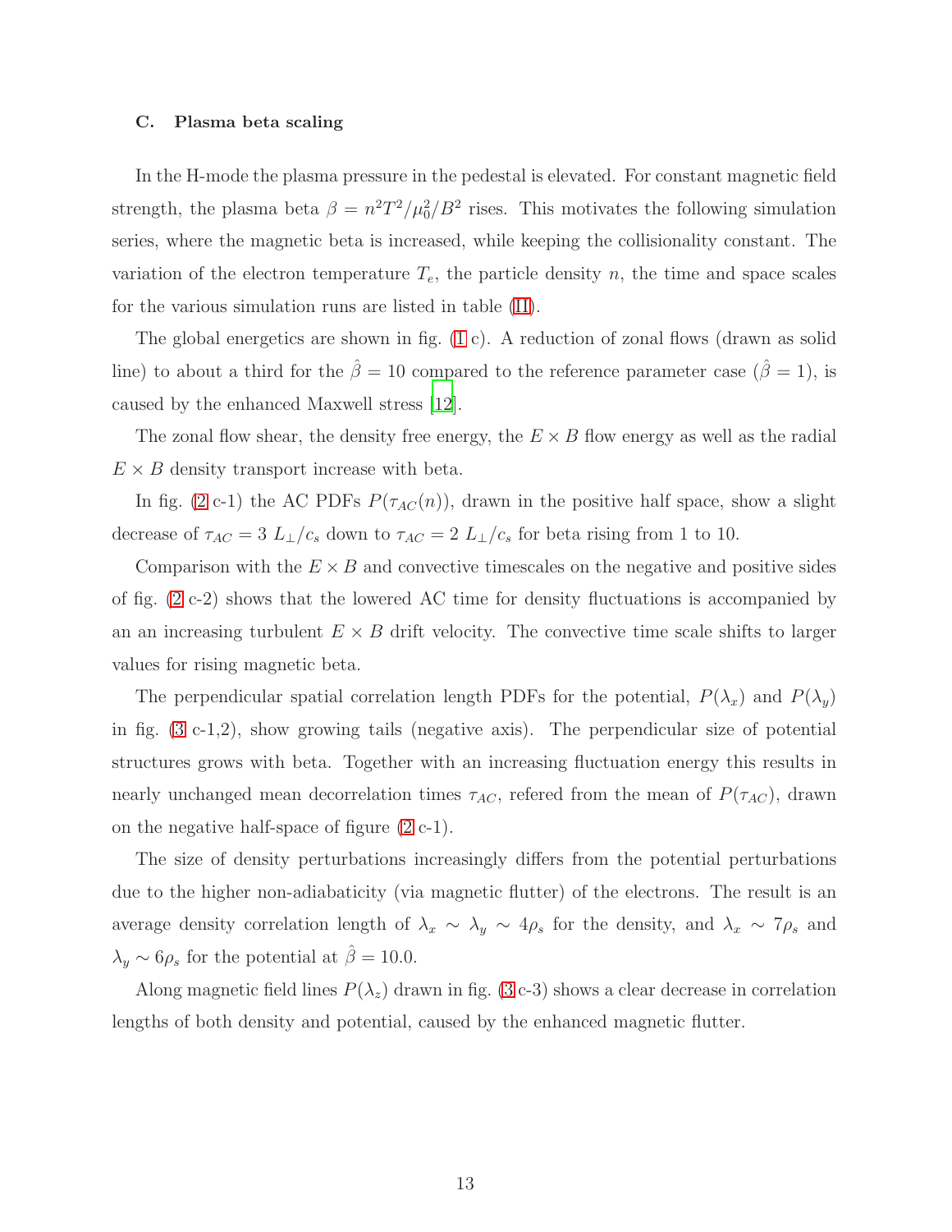### C. Plasma beta scaling

In the H-mode the plasma pressure in the pedestal is elevated. For constant magnetic field strength, the plasma beta $\beta = n^2T^2/\mu_0^2/B^2$ rises. This motivates the following simulation series, where the magnetic beta is increased, while keeping the collisionality constant. The variation of the electron temperature $T_e$, the particle density $n$, the time and space scales for the various simulation runs are listed in table (II).

The global energetics are shown in fig. (1 c). A reduction of zonal flows (drawn as solid line) to about a third for the $\hat{\beta} = 10$ compared to the reference parameter case ($\hat{\beta} = 1$), is caused by the enhanced Maxwell stress [12].

The zonal flow shear, the density free energy, the $E \times B$ flow energy as well as the radial $E \times B$ density transport increase with beta.

In fig. (2 c-1) the AC PDFs $P(\tau_{AC}(n))$, drawn in the positive half space, show a slight decrease of $\tau_{AC} = 3\ L_\perp/c_s$ down to $\tau_{AC} = 2\ L_\perp/c_s$ for beta rising from 1 to 10.

Comparison with the $E \times B$ and convective timescales on the negative and positive sides of fig. (2 c-2) shows that the lowered AC time for density fluctuations is accompanied by an an increasing turbulent $E \times B$ drift velocity. The convective time scale shifts to larger values for rising magnetic beta.

The perpendicular spatial correlation length PDFs for the potential, $P(\lambda_x)$ and $P(\lambda_y)$ in fig. (3 c-1,2), show growing tails (negative axis). The perpendicular size of potential structures grows with beta. Together with an increasing fluctuation energy this results in nearly unchanged mean decorrelation times $\tau_{AC}$, refered from the mean of $P(\tau_{AC})$, drawn on the negative half-space of figure (2 c-1).

The size of density perturbations increasingly differs from the potential perturbations due to the higher non-adiabaticity (via magnetic flutter) of the electrons. The result is an average density correlation length of $\lambda_x \sim \lambda_y \sim 4\rho_s$ for the density, and $\lambda_x \sim 7\rho_s$ and $\lambda_y \sim 6\rho_s$ for the potential at $\hat{\beta} = 10.0$.

Along magnetic field lines $P(\lambda_z)$ drawn in fig. (3 c-3) shows a clear decrease in correlation lengths of both density and potential, caused by the enhanced magnetic flutter.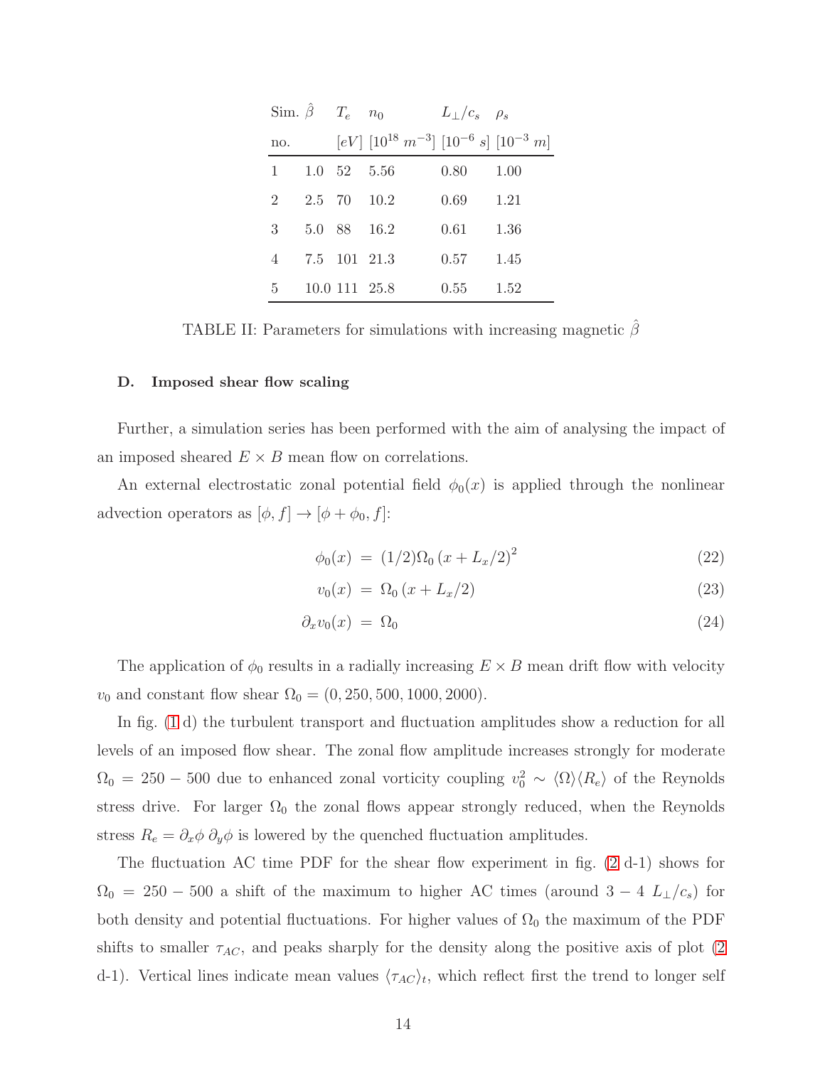| Sim. no. | $\hat{\beta}$ | $T_e$ $[eV]$ | $n_0$ $[10^{18}\ m^{-3}]$ | $L_\perp/c_s$ $[10^{-6}\ s]$ | $\rho_s$ $[10^{-3}\ m]$ |
|---|---|---|---|---|---|
| 1 | 1.0 | 52 | 5.56 | 0.80 | 1.00 |
| 2 | 2.5 | 70 | 10.2 | 0.69 | 1.21 |
| 3 | 5.0 | 88 | 16.2 | 0.61 | 1.36 |
| 4 | 7.5 | 101 | 21.3 | 0.57 | 1.45 |
| 5 | 10.0 | 111 | 25.8 | 0.55 | 1.52 |

TABLE II: Parameters for simulations with increasing magnetic $\hat{\beta}$

### D. Imposed shear flow scaling

Further, a simulation series has been performed with the aim of analysing the impact of an imposed sheared $E \times B$ mean flow on correlations.

An external electrostatic zonal potential field $\phi_0(x)$ is applied through the nonlinear advection operators as $[\phi, f] \rightarrow [\phi + \phi_0, f]$:

$$\phi_0(x) \ = \ (1/2)\Omega_0\,(x + L_x/2)^2 \tag{22}$$

$$v_0(x) \ = \ \Omega_0\,(x + L_x/2) \tag{23}$$

$$\partial_x v_0(x) \ = \ \Omega_0 \tag{24}$$

The application of $\phi_0$ results in a radially increasing $E \times B$ mean drift flow with velocity $v_0$ and constant flow shear $\Omega_0 = (0, 250, 500, 1000, 2000)$.

In fig. (1 d) the turbulent transport and fluctuation amplitudes show a reduction for all levels of an imposed flow shear. The zonal flow amplitude increases strongly for moderate $\Omega_0 = 250 - 500$ due to enhanced zonal vorticity coupling $v_0^2 \sim \langle\Omega\rangle\langle R_e\rangle$ of the Reynolds stress drive. For larger $\Omega_0$ the zonal flows appear strongly reduced, when the Reynolds stress $R_e = \partial_x\phi\ \partial_y\phi$ is lowered by the quenched fluctuation amplitudes.

The fluctuation AC time PDF for the shear flow experiment in fig. (2 d-1) shows for $\Omega_0 = 250 - 500$ a shift of the maximum to higher AC times (around $3 - 4\ L_\perp/c_s$) for both density and potential fluctuations. For higher values of $\Omega_0$ the maximum of the PDF shifts to smaller $\tau_{AC}$, and peaks sharply for the density along the positive axis of plot (2 d-1). Vertical lines indicate mean values $\langle\tau_{AC}\rangle_t$, which reflect first the trend to longer self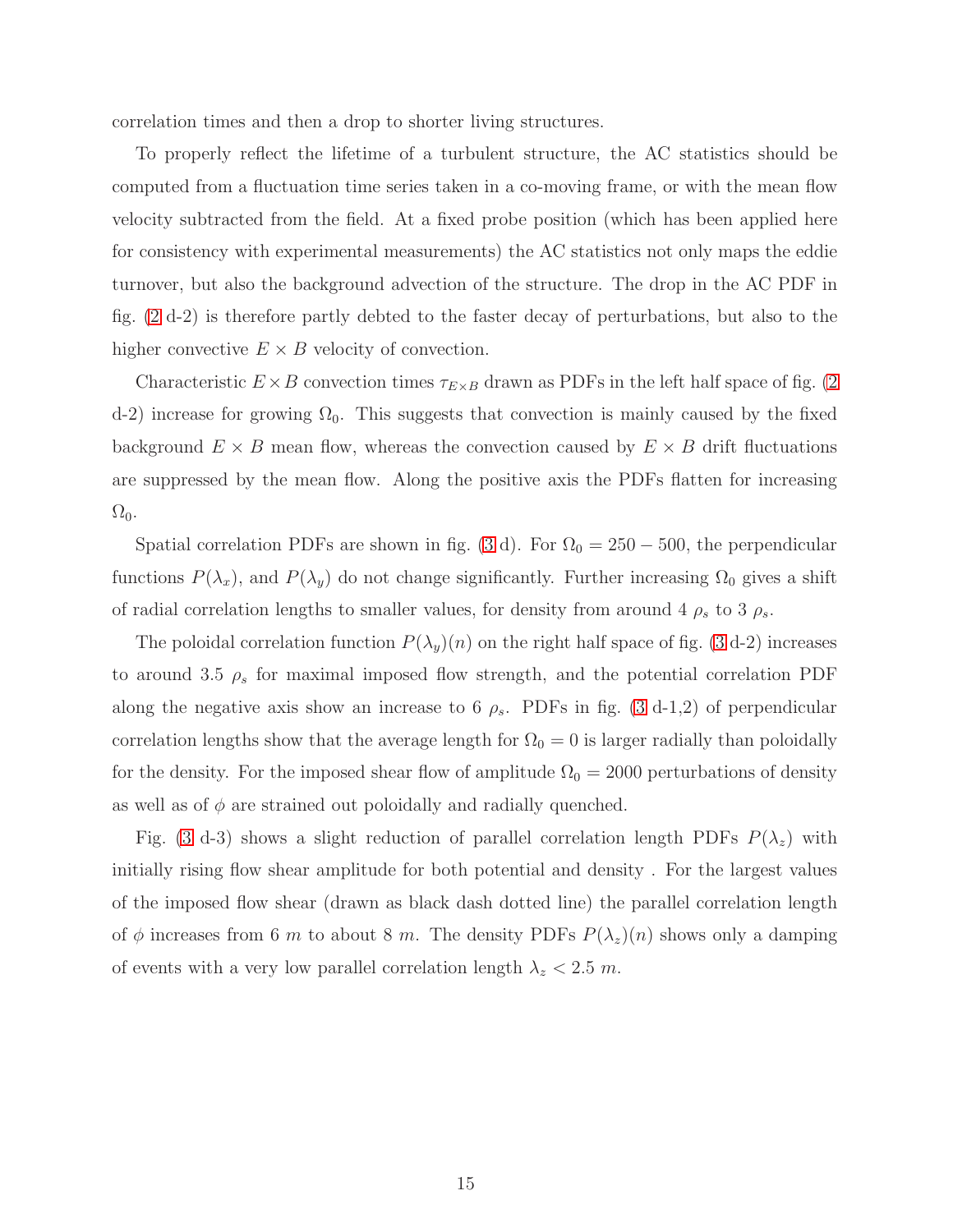correlation times and then a drop to shorter living structures.

To properly reflect the lifetime of a turbulent structure, the AC statistics should be computed from a fluctuation time series taken in a co-moving frame, or with the mean flow velocity subtracted from the field. At a fixed probe position (which has been applied here for consistency with experimental measurements) the AC statistics not only maps the eddie turnover, but also the background advection of the structure. The drop in the AC PDF in fig. (2 d-2) is therefore partly debted to the faster decay of perturbations, but also to the higher convective $E \times B$ velocity of convection.

Characteristic $E \times B$ convection times $\tau_{E \times B}$ drawn as PDFs in the left half space of fig. (2 d-2) increase for growing $\Omega_0$. This suggests that convection is mainly caused by the fixed background $E \times B$ mean flow, whereas the convection caused by $E \times B$ drift fluctuations are suppressed by the mean flow. Along the positive axis the PDFs flatten for increasing $\Omega_0$.

Spatial correlation PDFs are shown in fig. (3 d). For $\Omega_0 = 250 - 500$, the perpendicular functions $P(\lambda_x)$, and $P(\lambda_y)$ do not change significantly. Further increasing $\Omega_0$ gives a shift of radial correlation lengths to smaller values, for density from around 4 $\rho_s$ to 3 $\rho_s$.

The poloidal correlation function $P(\lambda_y)(n)$ on the right half space of fig. (3 d-2) increases to around 3.5 $\rho_s$ for maximal imposed flow strength, and the potential correlation PDF along the negative axis show an increase to 6 $\rho_s$. PDFs in fig. (3 d-1,2) of perpendicular correlation lengths show that the average length for $\Omega_0 = 0$ is larger radially than poloidally for the density. For the imposed shear flow of amplitude $\Omega_0 = 2000$ perturbations of density as well as of $\phi$ are strained out poloidally and radially quenched.

Fig. (3 d-3) shows a slight reduction of parallel correlation length PDFs $P(\lambda_z)$ with initially rising flow shear amplitude for both potential and density . For the largest values of the imposed flow shear (drawn as black dash dotted line) the parallel correlation length of $\phi$ increases from 6 $m$ to about 8 $m$. The density PDFs $P(\lambda_z)(n)$ shows only a damping of events with a very low parallel correlation length $\lambda_z < 2.5$ $m$.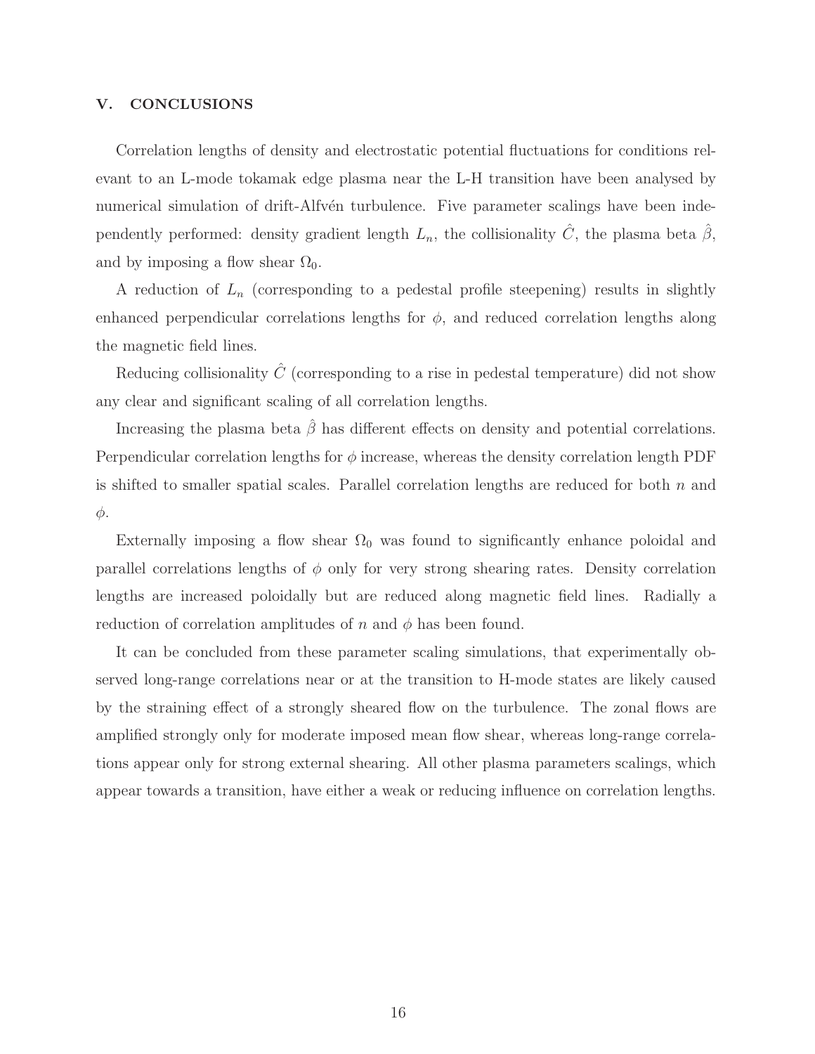## V. CONCLUSIONS

Correlation lengths of density and electrostatic potential fluctuations for conditions relevant to an L-mode tokamak edge plasma near the L-H transition have been analysed by numerical simulation of drift-Alfvén turbulence. Five parameter scalings have been independently performed: density gradient length $L_n$, the collisionality $\hat{C}$, the plasma beta $\hat{\beta}$, and by imposing a flow shear $\Omega_0$.

A reduction of $L_n$ (corresponding to a pedestal profile steepening) results in slightly enhanced perpendicular correlations lengths for $\phi$, and reduced correlation lengths along the magnetic field lines.

Reducing collisionality $\hat{C}$ (corresponding to a rise in pedestal temperature) did not show any clear and significant scaling of all correlation lengths.

Increasing the plasma beta $\hat{\beta}$ has different effects on density and potential correlations. Perpendicular correlation lengths for $\phi$ increase, whereas the density correlation length PDF is shifted to smaller spatial scales. Parallel correlation lengths are reduced for both $n$ and $\phi$.

Externally imposing a flow shear $\Omega_0$ was found to significantly enhance poloidal and parallel correlations lengths of $\phi$ only for very strong shearing rates. Density correlation lengths are increased poloidally but are reduced along magnetic field lines. Radially a reduction of correlation amplitudes of $n$ and $\phi$ has been found.

It can be concluded from these parameter scaling simulations, that experimentally observed long-range correlations near or at the transition to H-mode states are likely caused by the straining effect of a strongly sheared flow on the turbulence. The zonal flows are amplified strongly only for moderate imposed mean flow shear, whereas long-range correlations appear only for strong external shearing. All other plasma parameters scalings, which appear towards a transition, have either a weak or reducing influence on correlation lengths.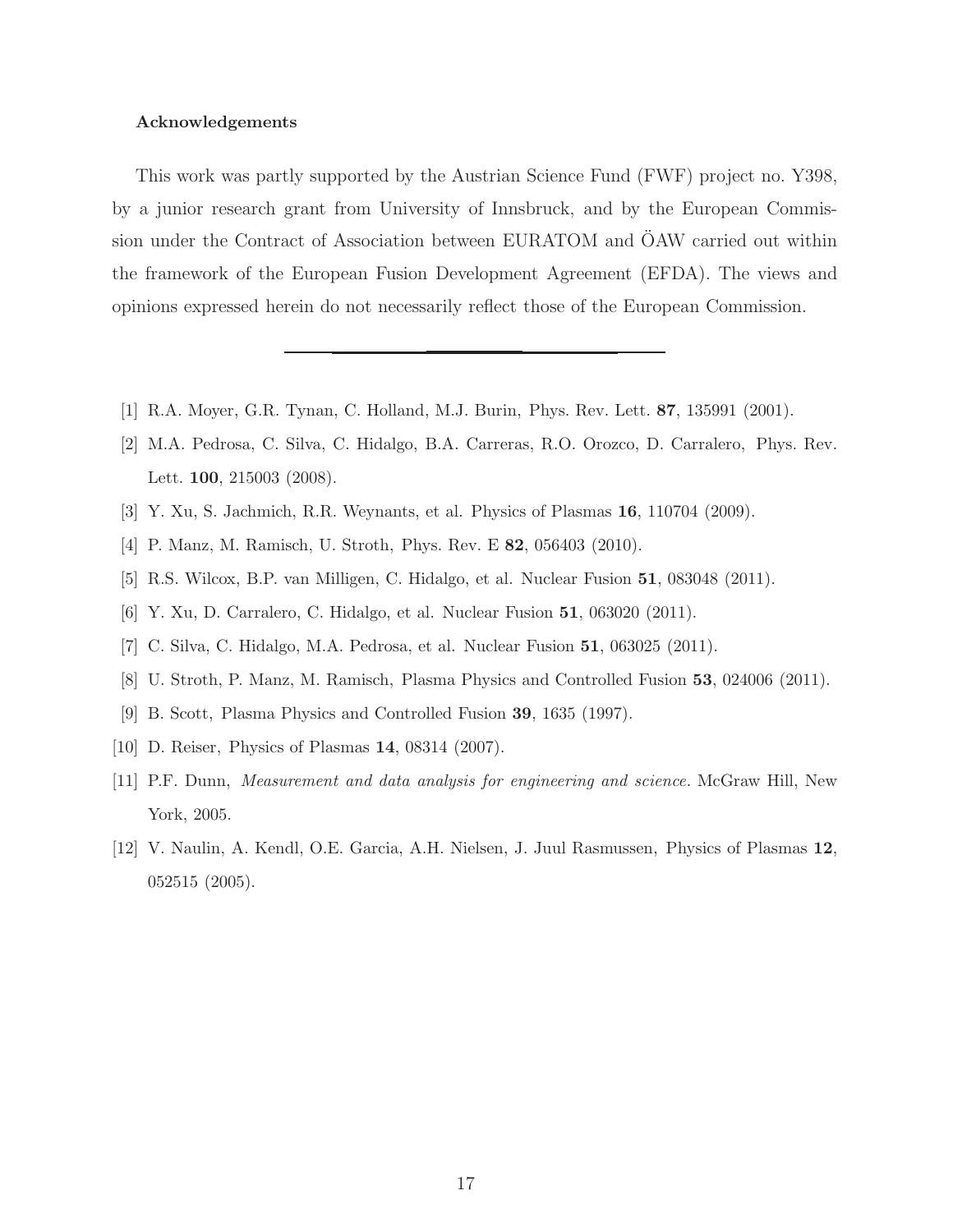### Acknowledgements

This work was partly supported by the Austrian Science Fund (FWF) project no. Y398, by a junior research grant from University of Innsbruck, and by the European Commission under the Contract of Association between EURATOM and ÖAW carried out within the framework of the European Fusion Development Agreement (EFDA). The views and opinions expressed herein do not necessarily reflect those of the European Commission.

---

[1] R.A. Moyer, G.R. Tynan, C. Holland, M.J. Burin, Phys. Rev. Lett. **87**, 135991 (2001).

[2] M.A. Pedrosa, C. Silva, C. Hidalgo, B.A. Carreras, R.O. Orozco, D. Carralero, Phys. Rev. Lett. **100**, 215003 (2008).

[3] Y. Xu, S. Jachmich, R.R. Weynants, et al. Physics of Plasmas **16**, 110704 (2009).

[4] P. Manz, M. Ramisch, U. Stroth, Phys. Rev. E **82**, 056403 (2010).

[5] R.S. Wilcox, B.P. van Milligen, C. Hidalgo, et al. Nuclear Fusion **51**, 083048 (2011).

[6] Y. Xu, D. Carralero, C. Hidalgo, et al. Nuclear Fusion **51**, 063020 (2011).

[7] C. Silva, C. Hidalgo, M.A. Pedrosa, et al. Nuclear Fusion **51**, 063025 (2011).

[8] U. Stroth, P. Manz, M. Ramisch, Plasma Physics and Controlled Fusion **53**, 024006 (2011).

[9] B. Scott, Plasma Physics and Controlled Fusion **39**, 1635 (1997).

[10] D. Reiser, Physics of Plasmas **14**, 08314 (2007).

[11] P.F. Dunn, *Measurement and data analysis for engineering and science.* McGraw Hill, New York, 2005.

[12] V. Naulin, A. Kendl, O.E. Garcia, A.H. Nielsen, J. Juul Rasmussen, Physics of Plasmas **12**, 052515 (2005).